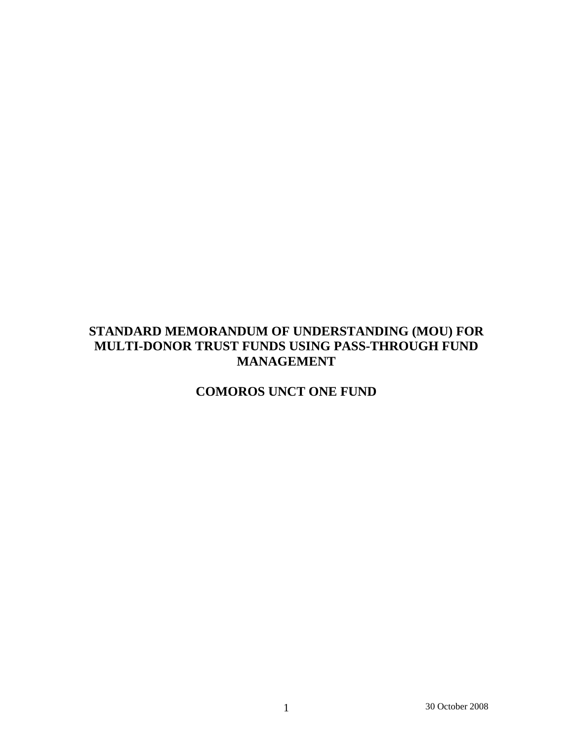# STANDARD MEMORANDUM OF UNDERSTANDING (MOU) FOR MULTI-DONOR TRUST FUNDS USING PASS-THROUGH FUND MANAGEMENT

## COMOROS UNCT ONE FUND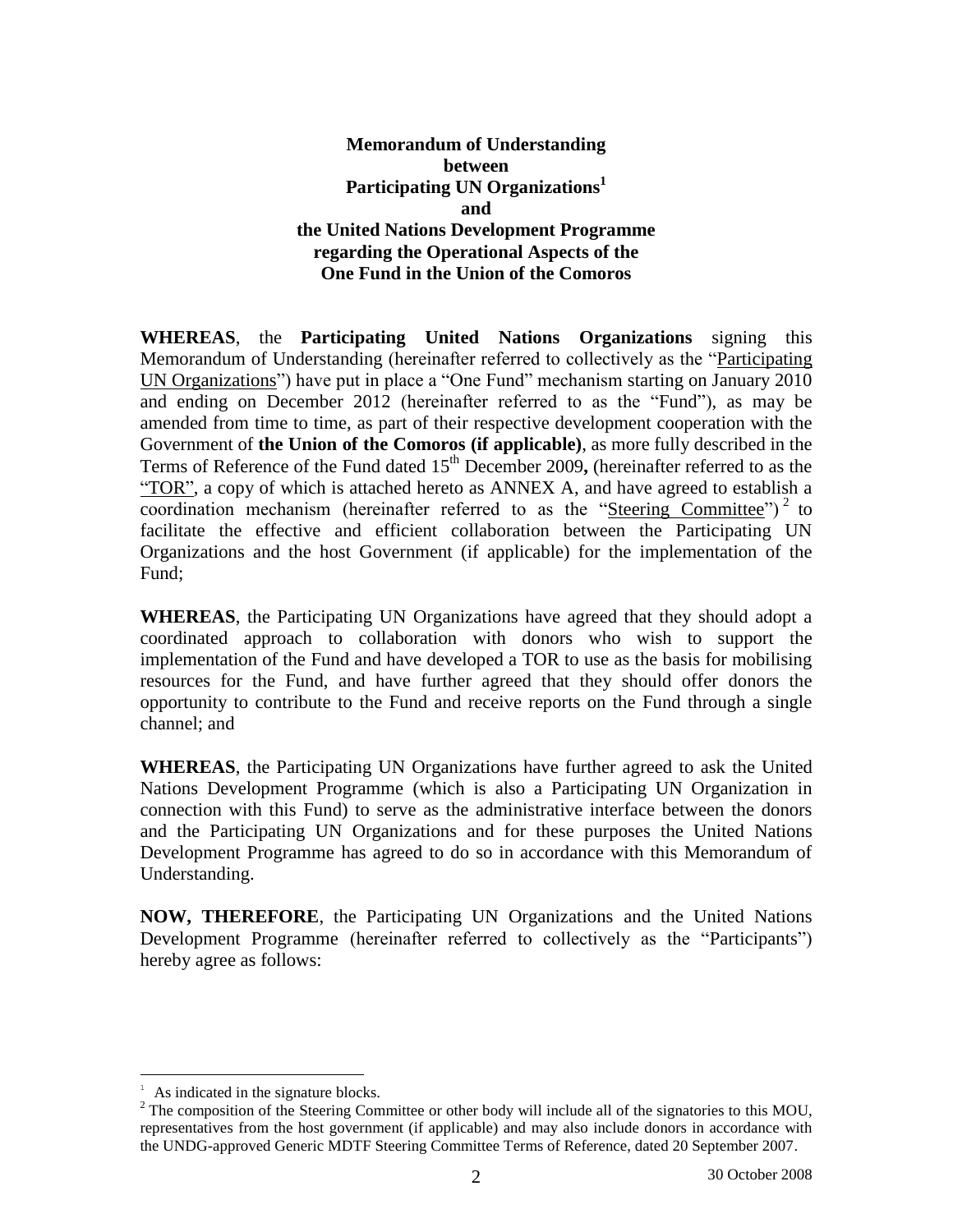**Memorandum of Understanding**
**between**
**Participating UN Organizations[1]**
**and**
**the United Nations Development Programme**
**regarding the Operational Aspects of the**
**One Fund in the Union of the Comoros**

**WHEREAS**, the **Participating United Nations Organizations** signing this Memorandum of Understanding (hereinafter referred to collectively as the "Participating UN Organizations") have put in place a "One Fund" mechanism starting on January 2010 and ending on December 2012 (hereinafter referred to as the "Fund"), as may be amended from time to time, as part of their respective development cooperation with the Government of **the Union of the Comoros (if applicable)**, as more fully described in the Terms of Reference of the Fund dated 15th December 2009**,** (hereinafter referred to as the "TOR", a copy of which is attached hereto as ANNEX A, and have agreed to establish a coordination mechanism (hereinafter referred to as the "Steering Committee")[2] to facilitate the effective and efficient collaboration between the Participating UN Organizations and the host Government (if applicable) for the implementation of the Fund;

**WHEREAS**, the Participating UN Organizations have agreed that they should adopt a coordinated approach to collaboration with donors who wish to support the implementation of the Fund and have developed a TOR to use as the basis for mobilising resources for the Fund, and have further agreed that they should offer donors the opportunity to contribute to the Fund and receive reports on the Fund through a single channel; and

**WHEREAS**, the Participating UN Organizations have further agreed to ask the United Nations Development Programme (which is also a Participating UN Organization in connection with this Fund) to serve as the administrative interface between the donors and the Participating UN Organizations and for these purposes the United Nations Development Programme has agreed to do so in accordance with this Memorandum of Understanding.

**NOW, THEREFORE**, the Participating UN Organizations and the United Nations Development Programme (hereinafter referred to collectively as the "Participants") hereby agree as follows:

---

[1] As indicated in the signature blocks.

[2] The composition of the Steering Committee or other body will include all of the signatories to this MOU, representatives from the host government (if applicable) and may also include donors in accordance with the UNDG-approved Generic MDTF Steering Committee Terms of Reference, dated 20 September 2007.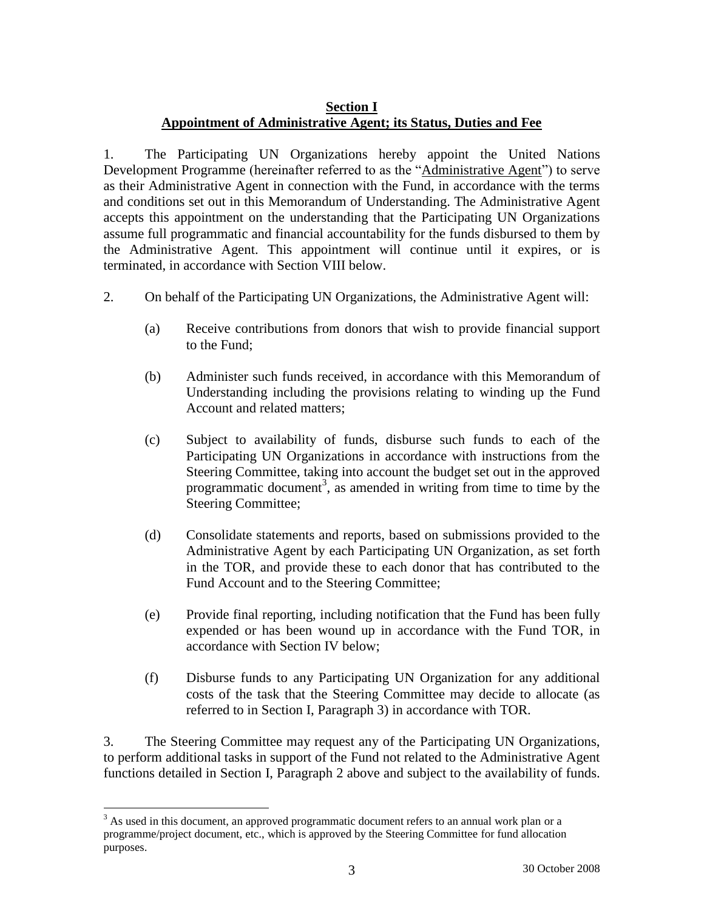## Section I
## Appointment of Administrative Agent; its Status, Duties and Fee

1. The Participating UN Organizations hereby appoint the United Nations Development Programme (hereinafter referred to as the "Administrative Agent") to serve as their Administrative Agent in connection with the Fund, in accordance with the terms and conditions set out in this Memorandum of Understanding. The Administrative Agent accepts this appointment on the understanding that the Participating UN Organizations assume full programmatic and financial accountability for the funds disbursed to them by the Administrative Agent. This appointment will continue until it expires, or is terminated, in accordance with Section VIII below.

2. On behalf of the Participating UN Organizations, the Administrative Agent will:

   (a) Receive contributions from donors that wish to provide financial support to the Fund;

   (b) Administer such funds received, in accordance with this Memorandum of Understanding including the provisions relating to winding up the Fund Account and related matters;

   (c) Subject to availability of funds, disburse such funds to each of the Participating UN Organizations in accordance with instructions from the Steering Committee, taking into account the budget set out in the approved programmatic document[3], as amended in writing from time to time by the Steering Committee;

   (d) Consolidate statements and reports, based on submissions provided to the Administrative Agent by each Participating UN Organization, as set forth in the TOR, and provide these to each donor that has contributed to the Fund Account and to the Steering Committee;

   (e) Provide final reporting, including notification that the Fund has been fully expended or has been wound up in accordance with the Fund TOR, in accordance with Section IV below;

   (f) Disburse funds to any Participating UN Organization for any additional costs of the task that the Steering Committee may decide to allocate (as referred to in Section I, Paragraph 3) in accordance with TOR.

3. The Steering Committee may request any of the Participating UN Organizations, to perform additional tasks in support of the Fund not related to the Administrative Agent functions detailed in Section I, Paragraph 2 above and subject to the availability of funds.

---

[3] As used in this document, an approved programmatic document refers to an annual work plan or a programme/project document, etc., which is approved by the Steering Committee for fund allocation purposes.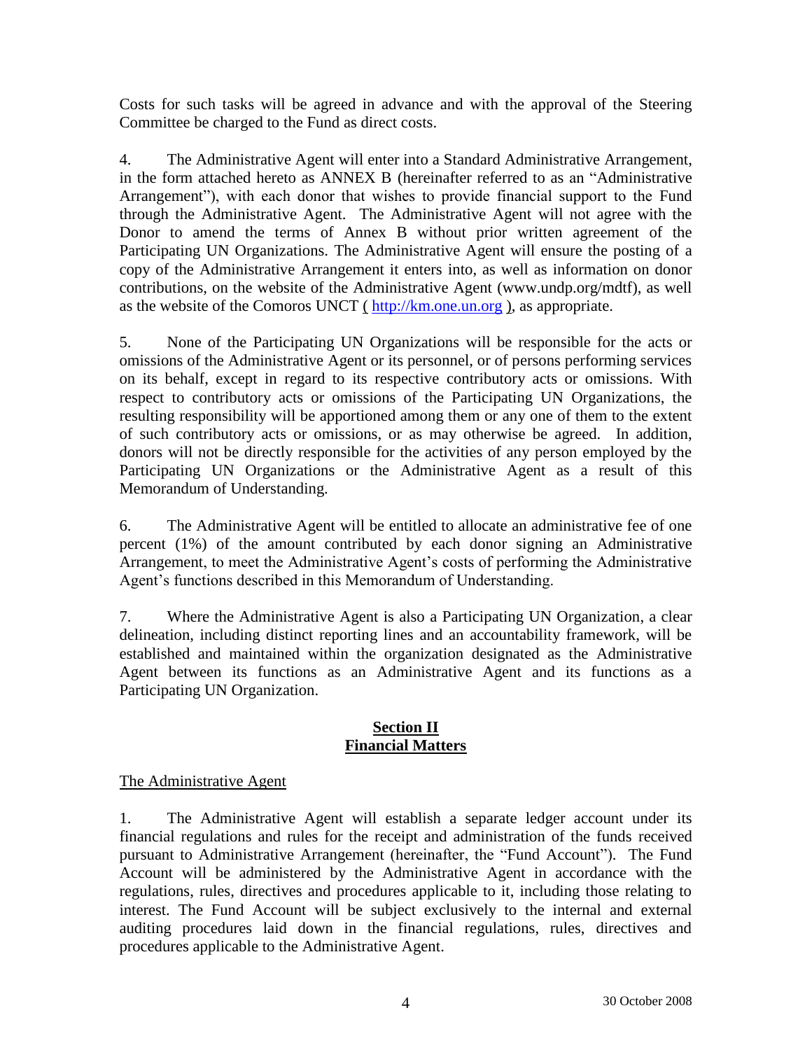Costs for such tasks will be agreed in advance and with the approval of the Steering Committee be charged to the Fund as direct costs.

4. The Administrative Agent will enter into a Standard Administrative Arrangement, in the form attached hereto as ANNEX B (hereinafter referred to as an "Administrative Arrangement"), with each donor that wishes to provide financial support to the Fund through the Administrative Agent. The Administrative Agent will not agree with the Donor to amend the terms of Annex B without prior written agreement of the Participating UN Organizations. The Administrative Agent will ensure the posting of a copy of the Administrative Arrangement it enters into, as well as information on donor contributions, on the website of the Administrative Agent (www.undp.org/mdtf), as well as the website of the Comoros UNCT ( http://km.one.un.org ), as appropriate.

5. None of the Participating UN Organizations will be responsible for the acts or omissions of the Administrative Agent or its personnel, or of persons performing services on its behalf, except in regard to its respective contributory acts or omissions. With respect to contributory acts or omissions of the Participating UN Organizations, the resulting responsibility will be apportioned among them or any one of them to the extent of such contributory acts or omissions, or as may otherwise be agreed. In addition, donors will not be directly responsible for the activities of any person employed by the Participating UN Organizations or the Administrative Agent as a result of this Memorandum of Understanding.

6. The Administrative Agent will be entitled to allocate an administrative fee of one percent (1%) of the amount contributed by each donor signing an Administrative Arrangement, to meet the Administrative Agent's costs of performing the Administrative Agent's functions described in this Memorandum of Understanding.

7. Where the Administrative Agent is also a Participating UN Organization, a clear delineation, including distinct reporting lines and an accountability framework, will be established and maintained within the organization designated as the Administrative Agent between its functions as an Administrative Agent and its functions as a Participating UN Organization.

## Section II
## Financial Matters

The Administrative Agent

1. The Administrative Agent will establish a separate ledger account under its financial regulations and rules for the receipt and administration of the funds received pursuant to Administrative Arrangement (hereinafter, the "Fund Account"). The Fund Account will be administered by the Administrative Agent in accordance with the regulations, rules, directives and procedures applicable to it, including those relating to interest. The Fund Account will be subject exclusively to the internal and external auditing procedures laid down in the financial regulations, rules, directives and procedures applicable to the Administrative Agent.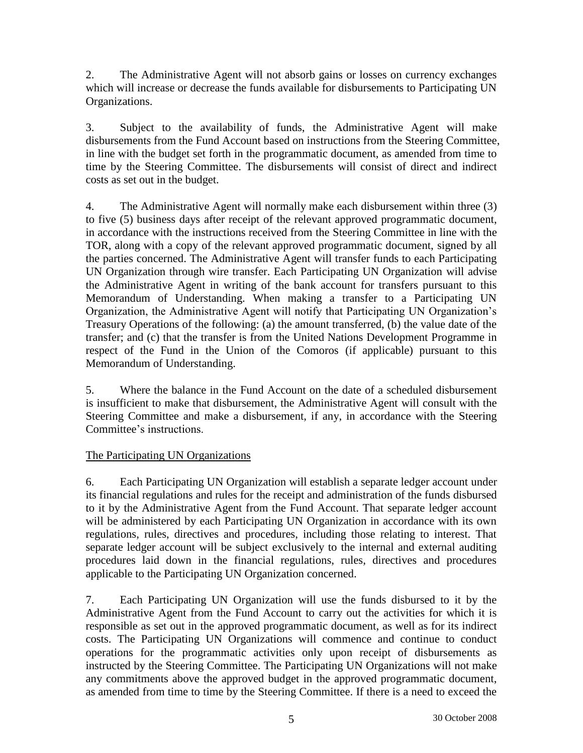2. The Administrative Agent will not absorb gains or losses on currency exchanges which will increase or decrease the funds available for disbursements to Participating UN Organizations.

3. Subject to the availability of funds, the Administrative Agent will make disbursements from the Fund Account based on instructions from the Steering Committee, in line with the budget set forth in the programmatic document, as amended from time to time by the Steering Committee. The disbursements will consist of direct and indirect costs as set out in the budget.

4. The Administrative Agent will normally make each disbursement within three (3) to five (5) business days after receipt of the relevant approved programmatic document, in accordance with the instructions received from the Steering Committee in line with the TOR, along with a copy of the relevant approved programmatic document, signed by all the parties concerned. The Administrative Agent will transfer funds to each Participating UN Organization through wire transfer. Each Participating UN Organization will advise the Administrative Agent in writing of the bank account for transfers pursuant to this Memorandum of Understanding. When making a transfer to a Participating UN Organization, the Administrative Agent will notify that Participating UN Organization's Treasury Operations of the following: (a) the amount transferred, (b) the value date of the transfer; and (c) that the transfer is from the United Nations Development Programme in respect of the Fund in the Union of the Comoros (if applicable) pursuant to this Memorandum of Understanding.

5. Where the balance in the Fund Account on the date of a scheduled disbursement is insufficient to make that disbursement, the Administrative Agent will consult with the Steering Committee and make a disbursement, if any, in accordance with the Steering Committee's instructions.

<u>The Participating UN Organizations</u>

6. Each Participating UN Organization will establish a separate ledger account under its financial regulations and rules for the receipt and administration of the funds disbursed to it by the Administrative Agent from the Fund Account. That separate ledger account will be administered by each Participating UN Organization in accordance with its own regulations, rules, directives and procedures, including those relating to interest. That separate ledger account will be subject exclusively to the internal and external auditing procedures laid down in the financial regulations, rules, directives and procedures applicable to the Participating UN Organization concerned.

7. Each Participating UN Organization will use the funds disbursed to it by the Administrative Agent from the Fund Account to carry out the activities for which it is responsible as set out in the approved programmatic document, as well as for its indirect costs. The Participating UN Organizations will commence and continue to conduct operations for the programmatic activities only upon receipt of disbursements as instructed by the Steering Committee. The Participating UN Organizations will not make any commitments above the approved budget in the approved programmatic document, as amended from time to time by the Steering Committee. If there is a need to exceed the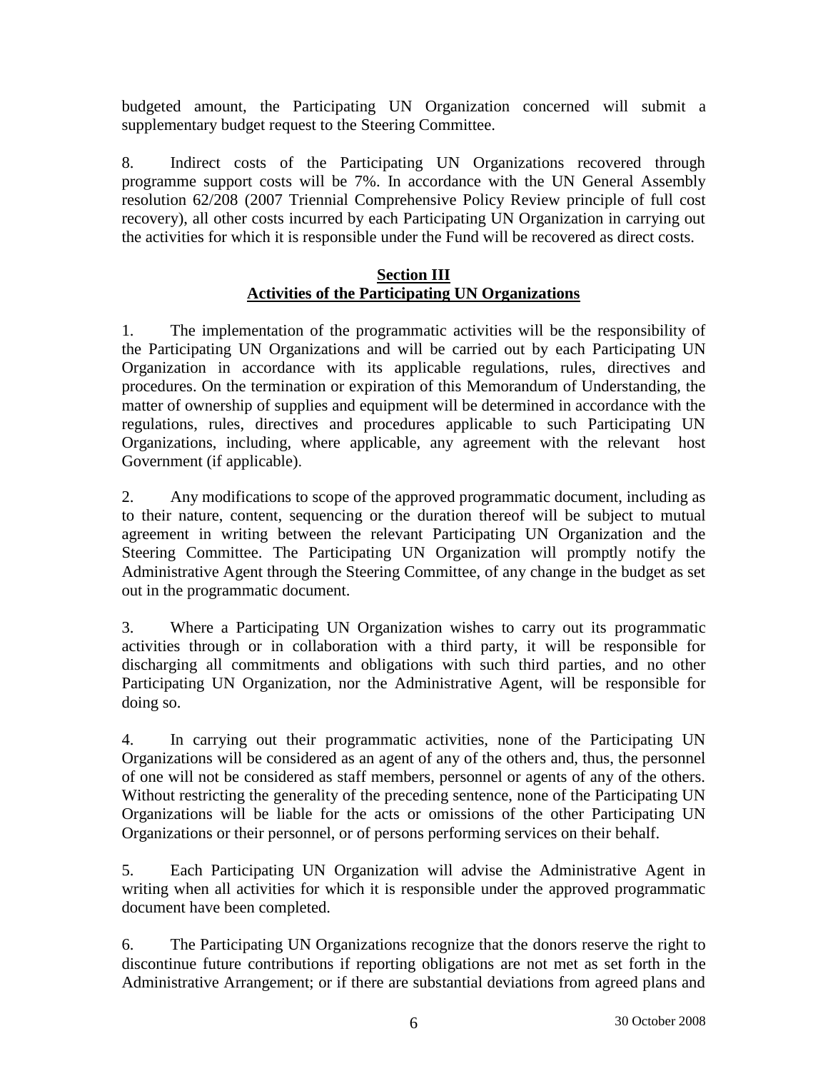budgeted amount, the Participating UN Organization concerned will submit a supplementary budget request to the Steering Committee.

8. Indirect costs of the Participating UN Organizations recovered through programme support costs will be 7%. In accordance with the UN General Assembly resolution 62/208 (2007 Triennial Comprehensive Policy Review principle of full cost recovery), all other costs incurred by each Participating UN Organization in carrying out the activities for which it is responsible under the Fund will be recovered as direct costs.

## Section III
## Activities of the Participating UN Organizations

1. The implementation of the programmatic activities will be the responsibility of the Participating UN Organizations and will be carried out by each Participating UN Organization in accordance with its applicable regulations, rules, directives and procedures. On the termination or expiration of this Memorandum of Understanding, the matter of ownership of supplies and equipment will be determined in accordance with the regulations, rules, directives and procedures applicable to such Participating UN Organizations, including, where applicable, any agreement with the relevant host Government (if applicable).

2. Any modifications to scope of the approved programmatic document, including as to their nature, content, sequencing or the duration thereof will be subject to mutual agreement in writing between the relevant Participating UN Organization and the Steering Committee. The Participating UN Organization will promptly notify the Administrative Agent through the Steering Committee, of any change in the budget as set out in the programmatic document.

3. Where a Participating UN Organization wishes to carry out its programmatic activities through or in collaboration with a third party, it will be responsible for discharging all commitments and obligations with such third parties, and no other Participating UN Organization, nor the Administrative Agent, will be responsible for doing so.

4. In carrying out their programmatic activities, none of the Participating UN Organizations will be considered as an agent of any of the others and, thus, the personnel of one will not be considered as staff members, personnel or agents of any of the others. Without restricting the generality of the preceding sentence, none of the Participating UN Organizations will be liable for the acts or omissions of the other Participating UN Organizations or their personnel, or of persons performing services on their behalf.

5. Each Participating UN Organization will advise the Administrative Agent in writing when all activities for which it is responsible under the approved programmatic document have been completed.

6. The Participating UN Organizations recognize that the donors reserve the right to discontinue future contributions if reporting obligations are not met as set forth in the Administrative Arrangement; or if there are substantial deviations from agreed plans and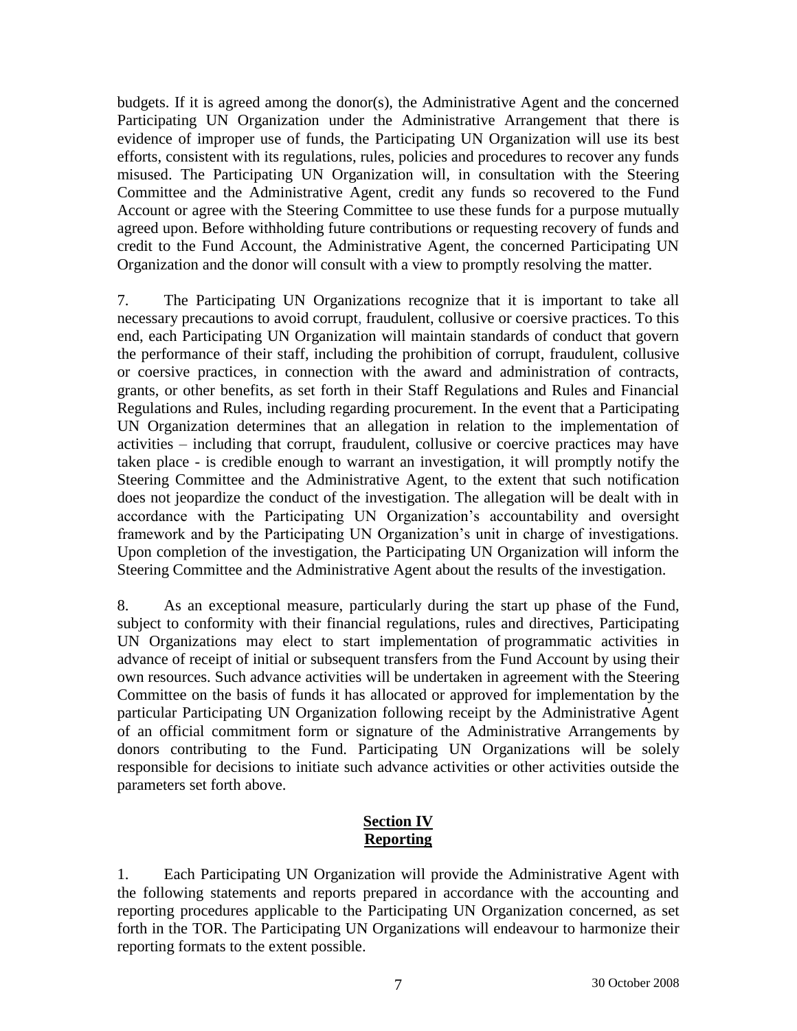budgets. If it is agreed among the donor(s), the Administrative Agent and the concerned Participating UN Organization under the Administrative Arrangement that there is evidence of improper use of funds, the Participating UN Organization will use its best efforts, consistent with its regulations, rules, policies and procedures to recover any funds misused. The Participating UN Organization will, in consultation with the Steering Committee and the Administrative Agent, credit any funds so recovered to the Fund Account or agree with the Steering Committee to use these funds for a purpose mutually agreed upon. Before withholding future contributions or requesting recovery of funds and credit to the Fund Account, the Administrative Agent, the concerned Participating UN Organization and the donor will consult with a view to promptly resolving the matter.

7. The Participating UN Organizations recognize that it is important to take all necessary precautions to avoid corrupt, fraudulent, collusive or coersive practices. To this end, each Participating UN Organization will maintain standards of conduct that govern the performance of their staff, including the prohibition of corrupt, fraudulent, collusive or coersive practices, in connection with the award and administration of contracts, grants, or other benefits, as set forth in their Staff Regulations and Rules and Financial Regulations and Rules, including regarding procurement. In the event that a Participating UN Organization determines that an allegation in relation to the implementation of activities – including that corrupt, fraudulent, collusive or coercive practices may have taken place - is credible enough to warrant an investigation, it will promptly notify the Steering Committee and the Administrative Agent, to the extent that such notification does not jeopardize the conduct of the investigation. The allegation will be dealt with in accordance with the Participating UN Organization's accountability and oversight framework and by the Participating UN Organization's unit in charge of investigations. Upon completion of the investigation, the Participating UN Organization will inform the Steering Committee and the Administrative Agent about the results of the investigation.

8. As an exceptional measure, particularly during the start up phase of the Fund, subject to conformity with their financial regulations, rules and directives, Participating UN Organizations may elect to start implementation of programmatic activities in advance of receipt of initial or subsequent transfers from the Fund Account by using their own resources. Such advance activities will be undertaken in agreement with the Steering Committee on the basis of funds it has allocated or approved for implementation by the particular Participating UN Organization following receipt by the Administrative Agent of an official commitment form or signature of the Administrative Arrangements by donors contributing to the Fund. Participating UN Organizations will be solely responsible for decisions to initiate such advance activities or other activities outside the parameters set forth above.

## Section IV
## Reporting

1. Each Participating UN Organization will provide the Administrative Agent with the following statements and reports prepared in accordance with the accounting and reporting procedures applicable to the Participating UN Organization concerned, as set forth in the TOR. The Participating UN Organizations will endeavour to harmonize their reporting formats to the extent possible.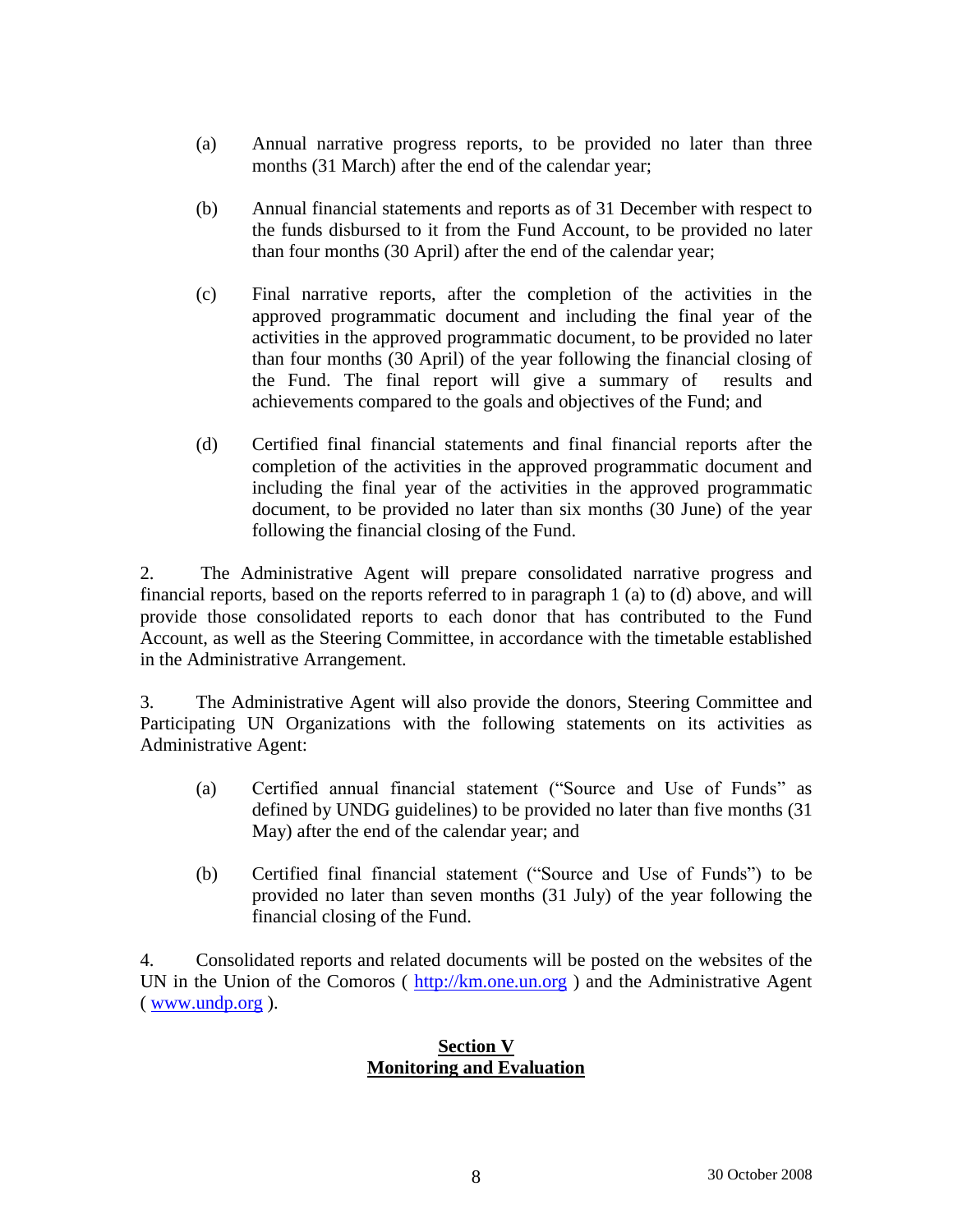(a) Annual narrative progress reports, to be provided no later than three months (31 March) after the end of the calendar year;

(b) Annual financial statements and reports as of 31 December with respect to the funds disbursed to it from the Fund Account, to be provided no later than four months (30 April) after the end of the calendar year;

(c) Final narrative reports, after the completion of the activities in the approved programmatic document and including the final year of the activities in the approved programmatic document, to be provided no later than four months (30 April) of the year following the financial closing of the Fund. The final report will give a summary of results and achievements compared to the goals and objectives of the Fund; and

(d) Certified final financial statements and final financial reports after the completion of the activities in the approved programmatic document and including the final year of the activities in the approved programmatic document, to be provided no later than six months (30 June) of the year following the financial closing of the Fund.

2. The Administrative Agent will prepare consolidated narrative progress and financial reports, based on the reports referred to in paragraph 1 (a) to (d) above, and will provide those consolidated reports to each donor that has contributed to the Fund Account, as well as the Steering Committee, in accordance with the timetable established in the Administrative Arrangement.

3. The Administrative Agent will also provide the donors, Steering Committee and Participating UN Organizations with the following statements on its activities as Administrative Agent:

(a) Certified annual financial statement ("Source and Use of Funds" as defined by UNDG guidelines) to be provided no later than five months (31 May) after the end of the calendar year; and

(b) Certified final financial statement ("Source and Use of Funds") to be provided no later than seven months (31 July) of the year following the financial closing of the Fund.

4. Consolidated reports and related documents will be posted on the websites of the UN in the Union of the Comoros ( http://km.one.un.org ) and the Administrative Agent ( www.undp.org ).

## Section V
## Monitoring and Evaluation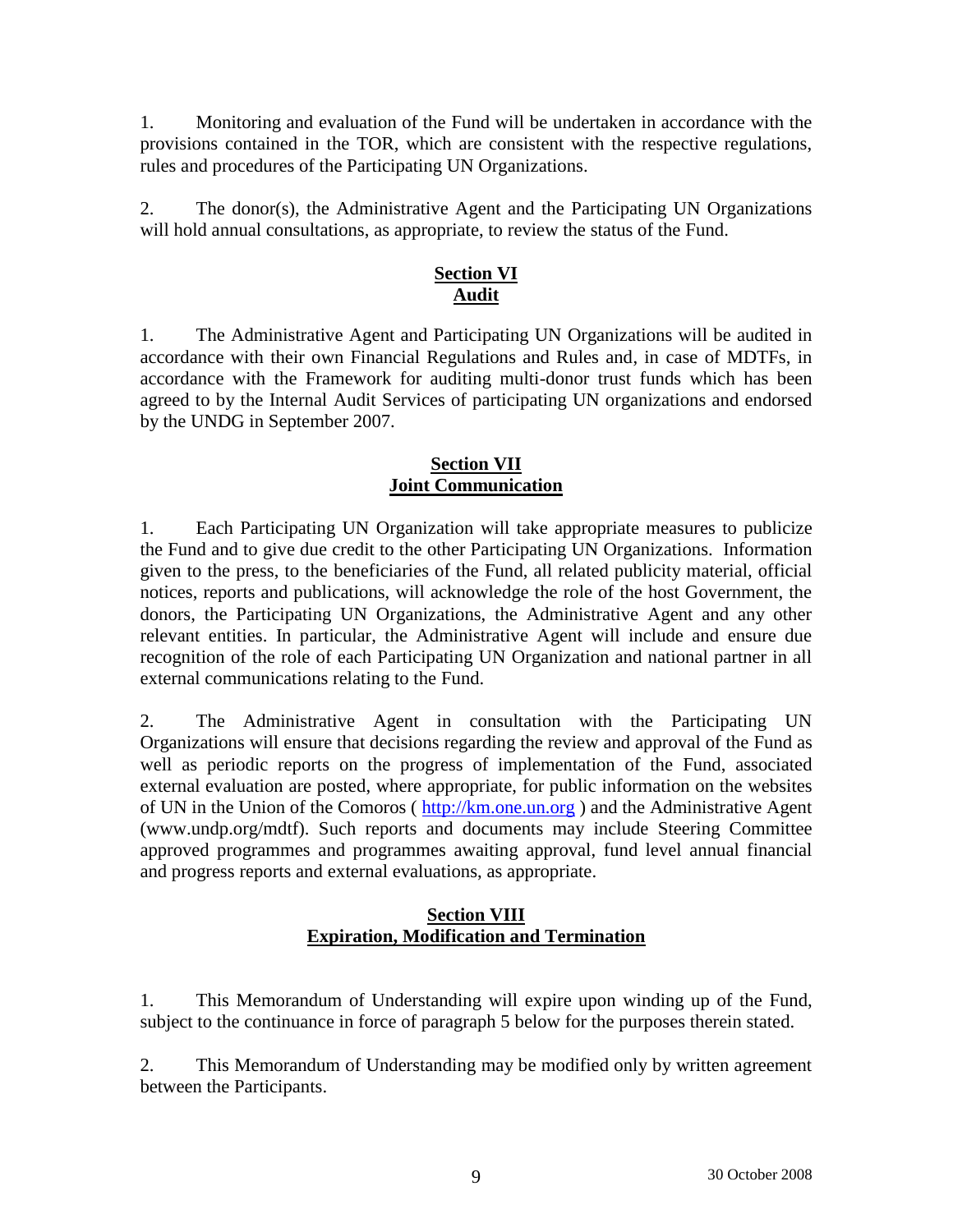1. Monitoring and evaluation of the Fund will be undertaken in accordance with the provisions contained in the TOR, which are consistent with the respective regulations, rules and procedures of the Participating UN Organizations.

2. The donor(s), the Administrative Agent and the Participating UN Organizations will hold annual consultations, as appropriate, to review the status of the Fund.

## Section VI
## Audit

1. The Administrative Agent and Participating UN Organizations will be audited in accordance with their own Financial Regulations and Rules and, in case of MDTFs, in accordance with the Framework for auditing multi-donor trust funds which has been agreed to by the Internal Audit Services of participating UN organizations and endorsed by the UNDG in September 2007.

## Section VII
## Joint Communication

1. Each Participating UN Organization will take appropriate measures to publicize the Fund and to give due credit to the other Participating UN Organizations. Information given to the press, to the beneficiaries of the Fund, all related publicity material, official notices, reports and publications, will acknowledge the role of the host Government, the donors, the Participating UN Organizations, the Administrative Agent and any other relevant entities. In particular, the Administrative Agent will include and ensure due recognition of the role of each Participating UN Organization and national partner in all external communications relating to the Fund.

2. The Administrative Agent in consultation with the Participating UN Organizations will ensure that decisions regarding the review and approval of the Fund as well as periodic reports on the progress of implementation of the Fund, associated external evaluation are posted, where appropriate, for public information on the websites of UN in the Union of the Comoros ( http://km.one.un.org ) and the Administrative Agent (www.undp.org/mdtf). Such reports and documents may include Steering Committee approved programmes and programmes awaiting approval, fund level annual financial and progress reports and external evaluations, as appropriate.

## Section VIII
## Expiration, Modification and Termination

1. This Memorandum of Understanding will expire upon winding up of the Fund, subject to the continuance in force of paragraph 5 below for the purposes therein stated.

2. This Memorandum of Understanding may be modified only by written agreement between the Participants.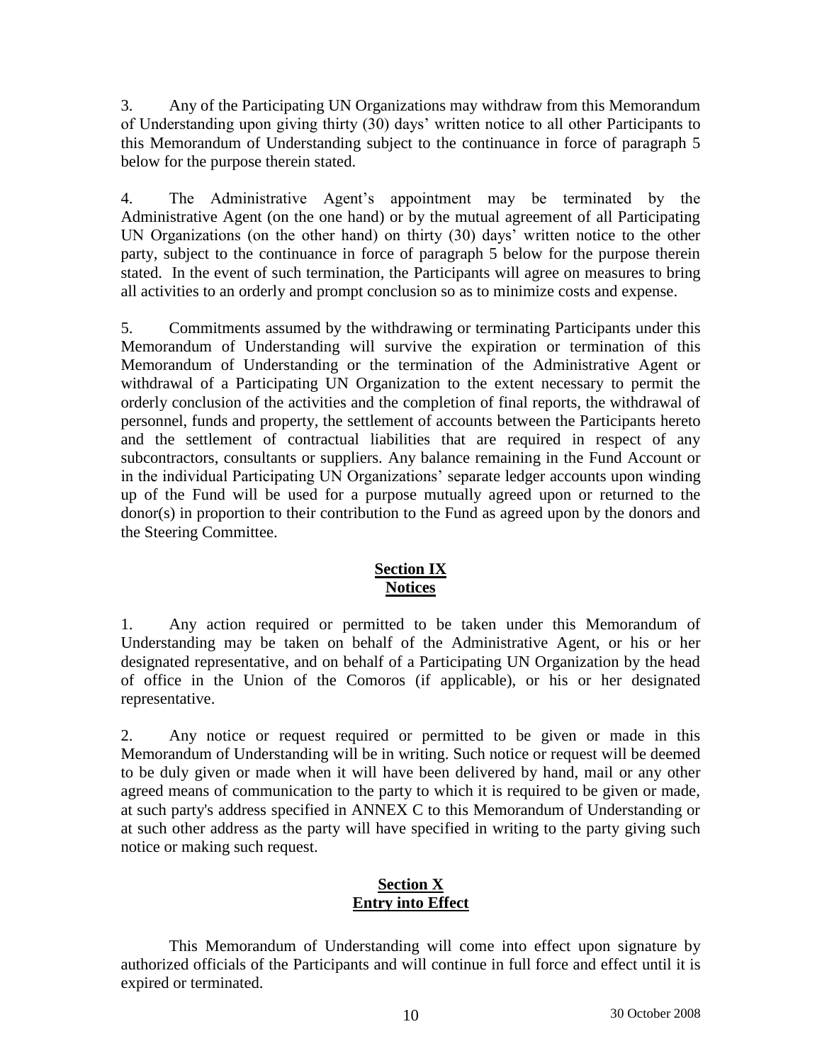3. Any of the Participating UN Organizations may withdraw from this Memorandum of Understanding upon giving thirty (30) days' written notice to all other Participants to this Memorandum of Understanding subject to the continuance in force of paragraph 5 below for the purpose therein stated.

4. The Administrative Agent's appointment may be terminated by the Administrative Agent (on the one hand) or by the mutual agreement of all Participating UN Organizations (on the other hand) on thirty (30) days' written notice to the other party, subject to the continuance in force of paragraph 5 below for the purpose therein stated. In the event of such termination, the Participants will agree on measures to bring all activities to an orderly and prompt conclusion so as to minimize costs and expense.

5. Commitments assumed by the withdrawing or terminating Participants under this Memorandum of Understanding will survive the expiration or termination of this Memorandum of Understanding or the termination of the Administrative Agent or withdrawal of a Participating UN Organization to the extent necessary to permit the orderly conclusion of the activities and the completion of final reports, the withdrawal of personnel, funds and property, the settlement of accounts between the Participants hereto and the settlement of contractual liabilities that are required in respect of any subcontractors, consultants or suppliers. Any balance remaining in the Fund Account or in the individual Participating UN Organizations' separate ledger accounts upon winding up of the Fund will be used for a purpose mutually agreed upon or returned to the donor(s) in proportion to their contribution to the Fund as agreed upon by the donors and the Steering Committee.

## Section IX
## Notices

1. Any action required or permitted to be taken under this Memorandum of Understanding may be taken on behalf of the Administrative Agent, or his or her designated representative, and on behalf of a Participating UN Organization by the head of office in the Union of the Comoros (if applicable), or his or her designated representative.

2. Any notice or request required or permitted to be given or made in this Memorandum of Understanding will be in writing. Such notice or request will be deemed to be duly given or made when it will have been delivered by hand, mail or any other agreed means of communication to the party to which it is required to be given or made, at such party's address specified in ANNEX C to this Memorandum of Understanding or at such other address as the party will have specified in writing to the party giving such notice or making such request.

## Section X
## Entry into Effect

This Memorandum of Understanding will come into effect upon signature by authorized officials of the Participants and will continue in full force and effect until it is expired or terminated.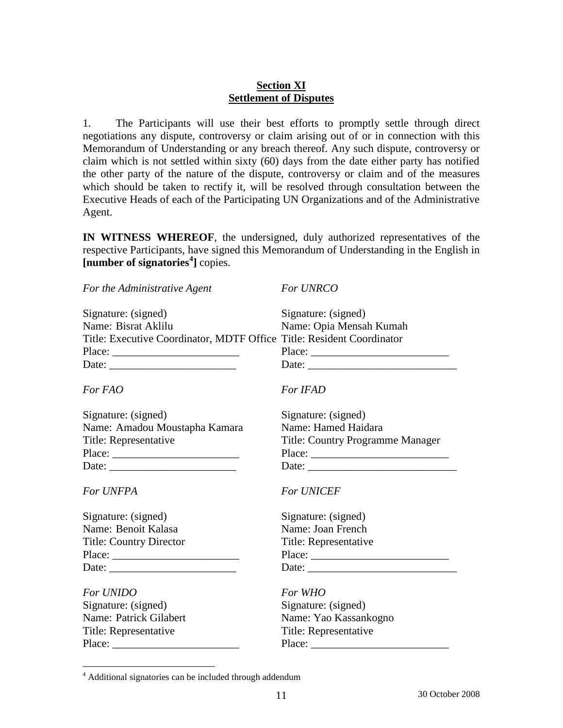## Section XI
## Settlement of Disputes

1. The Participants will use their best efforts to promptly settle through direct negotiations any dispute, controversy or claim arising out of or in connection with this Memorandum of Understanding or any breach thereof. Any such dispute, controversy or claim which is not settled within sixty (60) days from the date either party has notified the other party of the nature of the dispute, controversy or claim and of the measures which should be taken to rectify it, will be resolved through consultation between the Executive Heads of each of the Participating UN Organizations and of the Administrative Agent.

**IN WITNESS WHEREOF**, the undersigned, duly authorized representatives of the respective Participants, have signed this Memorandum of Understanding in the English in **[number of signatories[4]]** copies.

*For the Administrative Agent*

Signature: (signed)
Name: Bisrat Aklilu
Title: Executive Coordinator, MDTF Office
Place: ______________________
Date: ______________________

*For UNRCO*

Signature: (signed)
Name: Opia Mensah Kumah
Title: Resident Coordinator
Place: ______________________
Date: ______________________

*For FAO*

Signature: (signed)
Name: Amadou Moustapha Kamara
Title: Representative
Place: ______________________
Date: ______________________

*For IFAD*

Signature: (signed)
Name: Hamed Haidara
Title: Country Programme Manager
Place: ______________________
Date: ______________________

*For UNFPA*

Signature: (signed)
Name: Benoit Kalasa
Title: Country Director
Place: ______________________
Date: ______________________

*For UNICEF*

Signature: (signed)
Name: Joan French
Title: Representative
Place: ______________________
Date: ______________________

*For UNIDO*

Signature: (signed)
Name: Patrick Gilabert
Title: Representative
Place: ______________________

*For WHO*

Signature: (signed)
Name: Yao Kassankogno
Title: Representative
Place: ______________________

[4] Additional signatories can be included through addendum

30 October 2008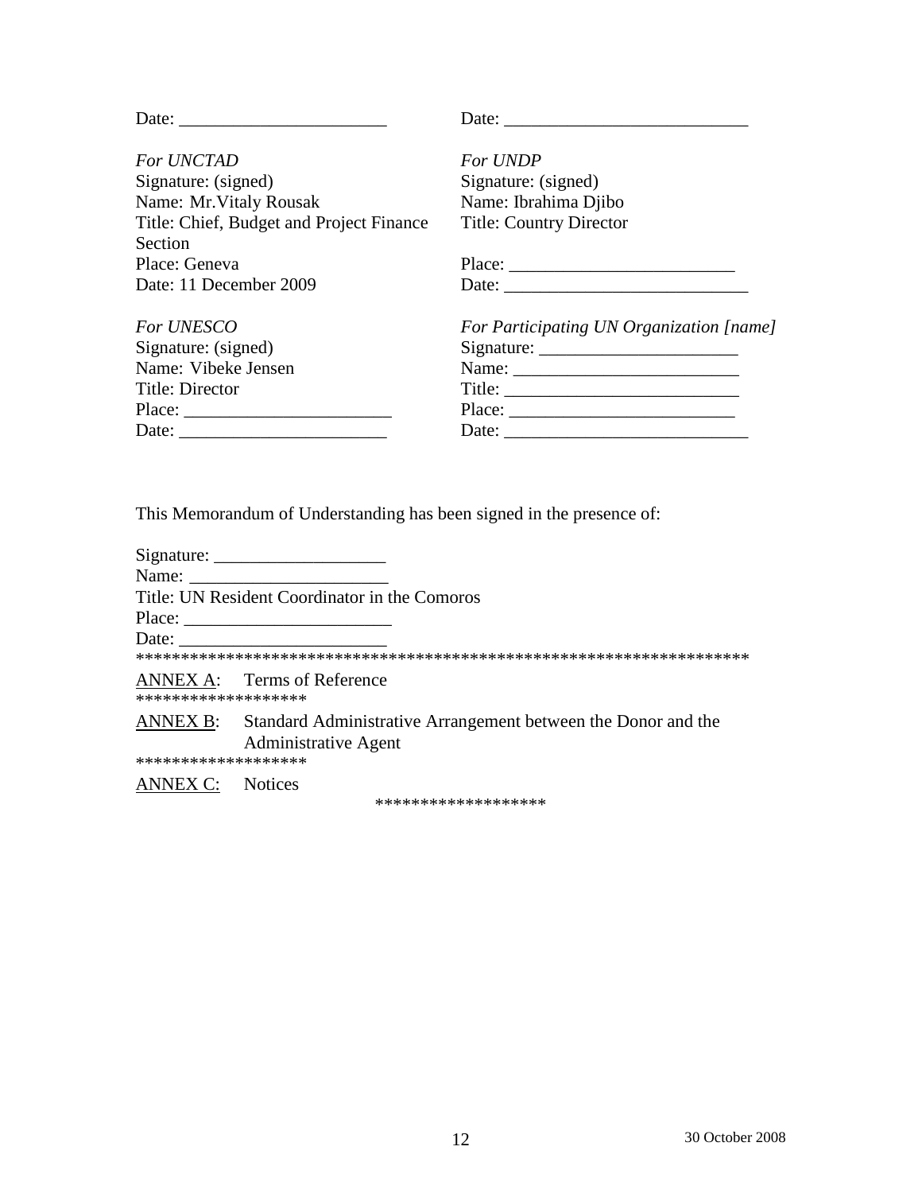| | |
|---|---|
| Date: _______________________ | Date: ___________________________ |
| *For UNCTAD* | *For UNDP* |
| Signature: (signed) | Signature: (signed) |
| Name: Mr.Vitaly Rousak | Name: Ibrahima Djibo |
| Title: Chief, Budget and Project Finance Section | Title: Country Director |
| Place: Geneva | Place: _________________________ |
| Date: 11 December 2009 | Date: ___________________________ |
| *For UNESCO* | *For Participating UN Organization [name]* |
| Signature: (signed) | Signature: ______________________ |
| Name: Vibeke Jensen | Name: _________________________ |
| Title: Director | Title: __________________________ |
| Place: _______________________ | Place: _________________________ |
| Date: _______________________ | Date: ___________________________ |

This Memorandum of Understanding has been signed in the presence of:

Signature: ___________________
Name: ______________________
Title: UN Resident Coordinator in the Comoros
Place: ______________________
Date: _______________________

*********************************************************************

ANNEX A: Terms of Reference

*******************

ANNEX B: Standard Administrative Arrangement between the Donor and the Administrative Agent

*******************

ANNEX C: Notices

*******************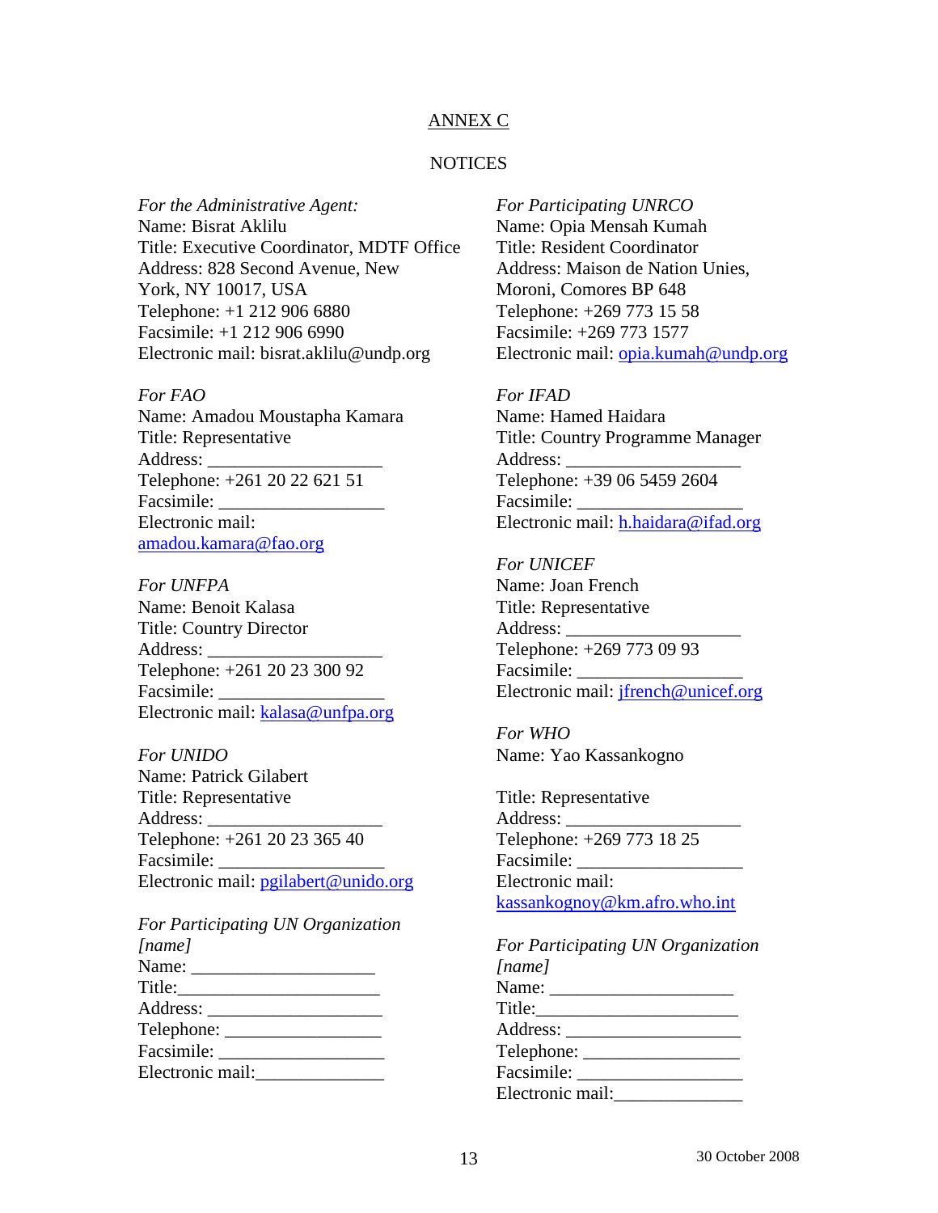ANNEX C

NOTICES

*For the Administrative Agent:*
Name: Bisrat Aklilu
Title: Executive Coordinator, MDTF Office
Address: 828 Second Avenue, New York, NY 10017, USA
Telephone: +1 212 906 6880
Facsimile: +1 212 906 6990
Electronic mail: bisrat.aklilu@undp.org

*For FAO*
Name: Amadou Moustapha Kamara
Title: Representative
Address: ___________________
Telephone: +261 20 22 621 51
Facsimile: __________________
Electronic mail: amadou.kamara@fao.org

*For UNFPA*
Name: Benoit Kalasa
Title: Country Director
Address: ___________________
Telephone: +261 20 23 300 92
Facsimile: __________________
Electronic mail: kalasa@unfpa.org

*For UNIDO*
Name: Patrick Gilabert
Title: Representative
Address: ___________________
Telephone: +261 20 23 365 40
Facsimile: __________________
Electronic mail: pgilabert@unido.org

*For Participating UN Organization [name]*
Name: ____________________
Title:______________________
Address: ___________________
Telephone: _________________
Facsimile: __________________
Electronic mail:______________

*For Participating UNRCO*
Name: Opia Mensah Kumah
Title: Resident Coordinator
Address: Maison de Nation Unies, Moroni, Comores BP 648
Telephone: +269 773 15 58
Facsimile: +269 773 1577
Electronic mail: opia.kumah@undp.org

*For IFAD*
Name: Hamed Haidara
Title: Country Programme Manager
Address: ___________________
Telephone: +39 06 5459 2604
Facsimile: __________________
Electronic mail: h.haidara@ifad.org

*For UNICEF*
Name: Joan French
Title: Representative
Address: ___________________
Telephone: +269 773 09 93
Facsimile: __________________
Electronic mail: jfrench@unicef.org

*For WHO*
Name: Yao Kassankogno

Title: Representative
Address: ___________________
Telephone: +269 773 18 25
Facsimile: __________________
Electronic mail: kassankognoy@km.afro.who.int

*For Participating UN Organization [name]*
Name: ____________________
Title:______________________
Address: ___________________
Telephone: _________________
Facsimile: __________________
Electronic mail:______________

30 October 2008